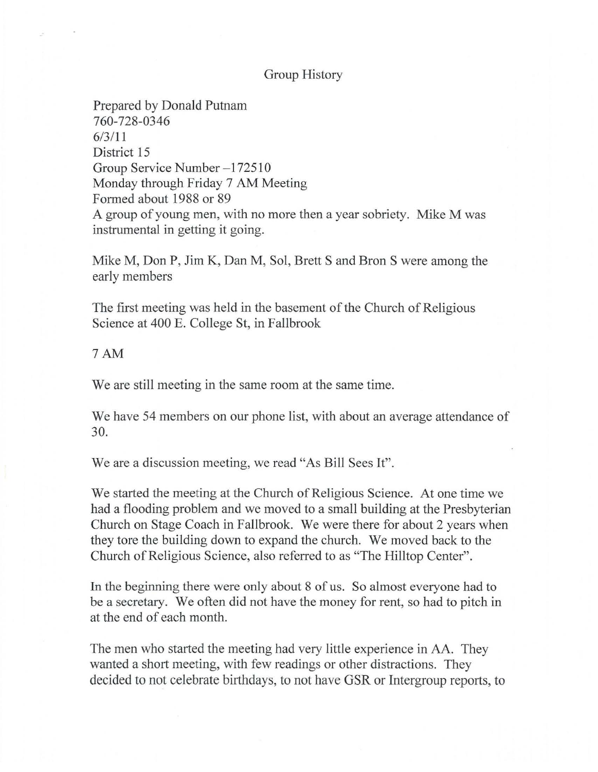# Group History

Prepared by Donald Putnam
760-728-0346
6/3/11
District 15
Group Service Number –172510
Monday through Friday 7 AM Meeting
Formed about 1988 or 89
A group of young men, with no more then a year sobriety. Mike M was instrumental in getting it going.

Mike M, Don P, Jim K, Dan M, Sol, Brett S and Bron S were among the early members

The first meeting was held in the basement of the Church of Religious Science at 400 E. College St, in Fallbrook

7 AM

We are still meeting in the same room at the same time.

We have 54 members on our phone list, with about an average attendance of 30.

We are a discussion meeting, we read "As Bill Sees It".

We started the meeting at the Church of Religious Science. At one time we had a flooding problem and we moved to a small building at the Presbyterian Church on Stage Coach in Fallbrook. We were there for about 2 years when they tore the building down to expand the church. We moved back to the Church of Religious Science, also referred to as "The Hilltop Center".

In the beginning there were only about 8 of us. So almost everyone had to be a secretary. We often did not have the money for rent, so had to pitch in at the end of each month.

The men who started the meeting had very little experience in AA. They wanted a short meeting, with few readings or other distractions. They decided to not celebrate birthdays, to not have GSR or Intergroup reports, to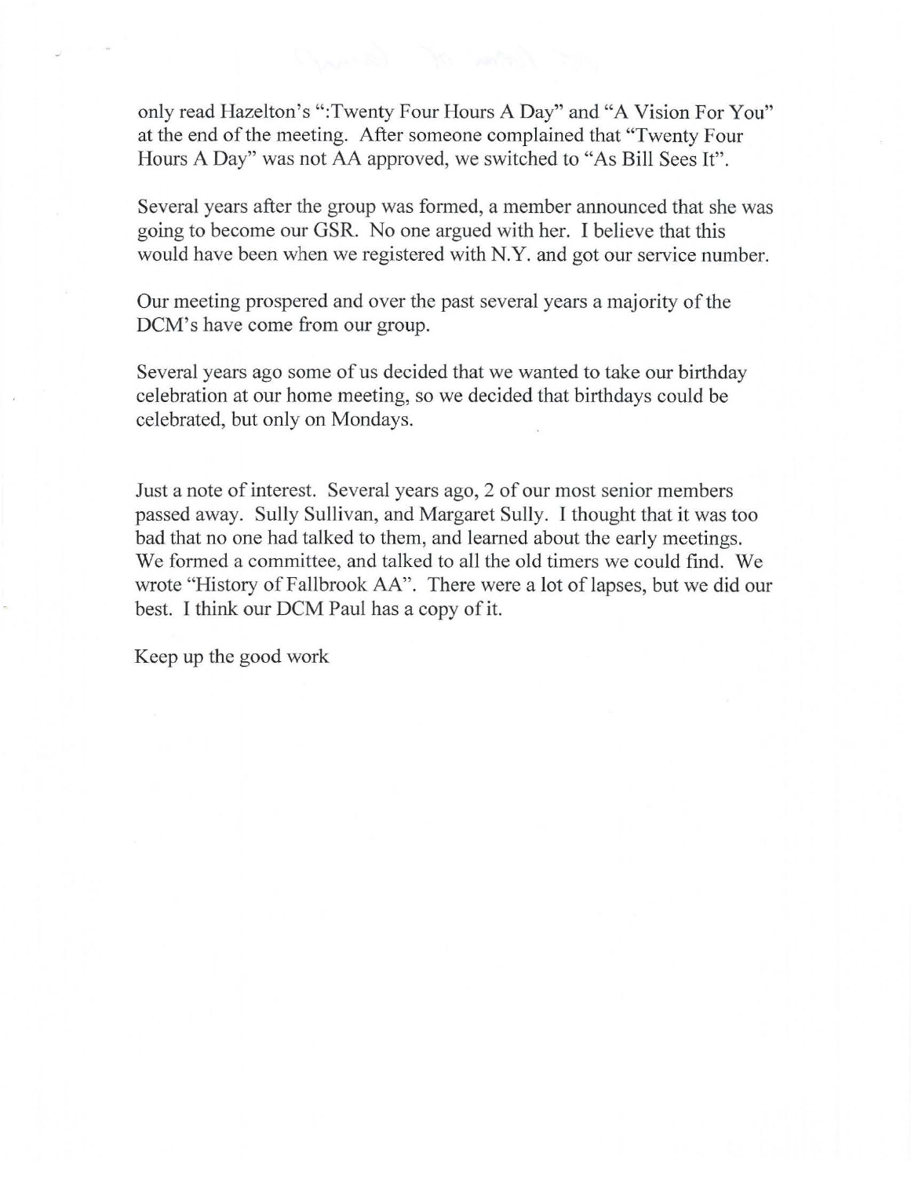only read Hazelton's ":Twenty Four Hours A Day" and "A Vision For You" at the end of the meeting. After someone complained that "Twenty Four Hours A Day" was not AA approved, we switched to "As Bill Sees It".

Several years after the group was formed, a member announced that she was going to become our GSR. No one argued with her. I believe that this would have been when we registered with N.Y. and got our service number.

Our meeting prospered and over the past several years a majority of the DCM's have come from our group.

Several years ago some of us decided that we wanted to take our birthday celebration at our home meeting, so we decided that birthdays could be celebrated, but only on Mondays.

Just a note of interest. Several years ago, 2 of our most senior members passed away. Sully Sullivan, and Margaret Sully. I thought that it was too bad that no one had talked to them, and learned about the early meetings. We formed a committee, and talked to all the old timers we could find. We wrote "History of Fallbrook AA". There were a lot of lapses, but we did our best. I think our DCM Paul has a copy of it.

Keep up the good work